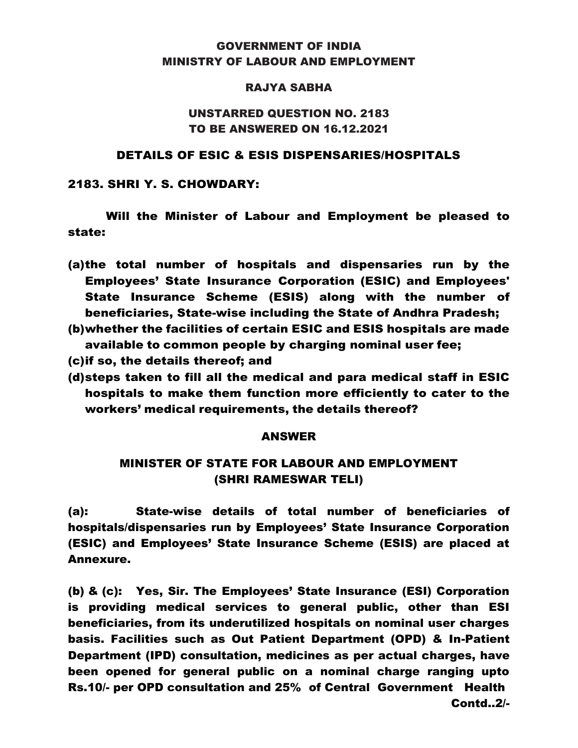# GOVERNMENT OF INDIA
## MINISTRY OF LABOUR AND EMPLOYMENT

### RAJYA SABHA

### UNSTARRED QUESTION NO. 2183
### TO BE ANSWERED ON 16.12.2021

## DETAILS OF ESIC & ESIS DISPENSARIES/HOSPITALS

**2183. SHRI Y. S. CHOWDARY:**

**Will the Minister of Labour and Employment be pleased to state:**

**(a) the total number of hospitals and dispensaries run by the Employees' State Insurance Corporation (ESIC) and Employees' State Insurance Scheme (ESIS) along with the number of beneficiaries, State-wise including the State of Andhra Pradesh;**

**(b) whether the facilities of certain ESIC and ESIS hospitals are made available to common people by charging nominal user fee;**

**(c) if so, the details thereof; and**

**(d) steps taken to fill all the medical and para medical staff in ESIC hospitals to make them function more efficiently to cater to the workers' medical requirements, the details thereof?**

## ANSWER

### MINISTER OF STATE FOR LABOUR AND EMPLOYMENT
### (SHRI RAMESWAR TELI)

**(a):** State-wise details of total number of beneficiaries of hospitals/dispensaries run by Employees' State Insurance Corporation (ESIC) and Employees' State Insurance Scheme (ESIS) are placed at Annexure.

**(b) & (c):** Yes, Sir. The Employees' State Insurance (ESI) Corporation is providing medical services to general public, other than ESI beneficiaries, from its underutilized hospitals on nominal user charges basis. Facilities such as Out Patient Department (OPD) & In-Patient Department (IPD) consultation, medicines as per actual charges, have been opened for general public on a nominal charge ranging upto Rs.10/- per OPD consultation and 25% of Central Government Health

Contd..2/-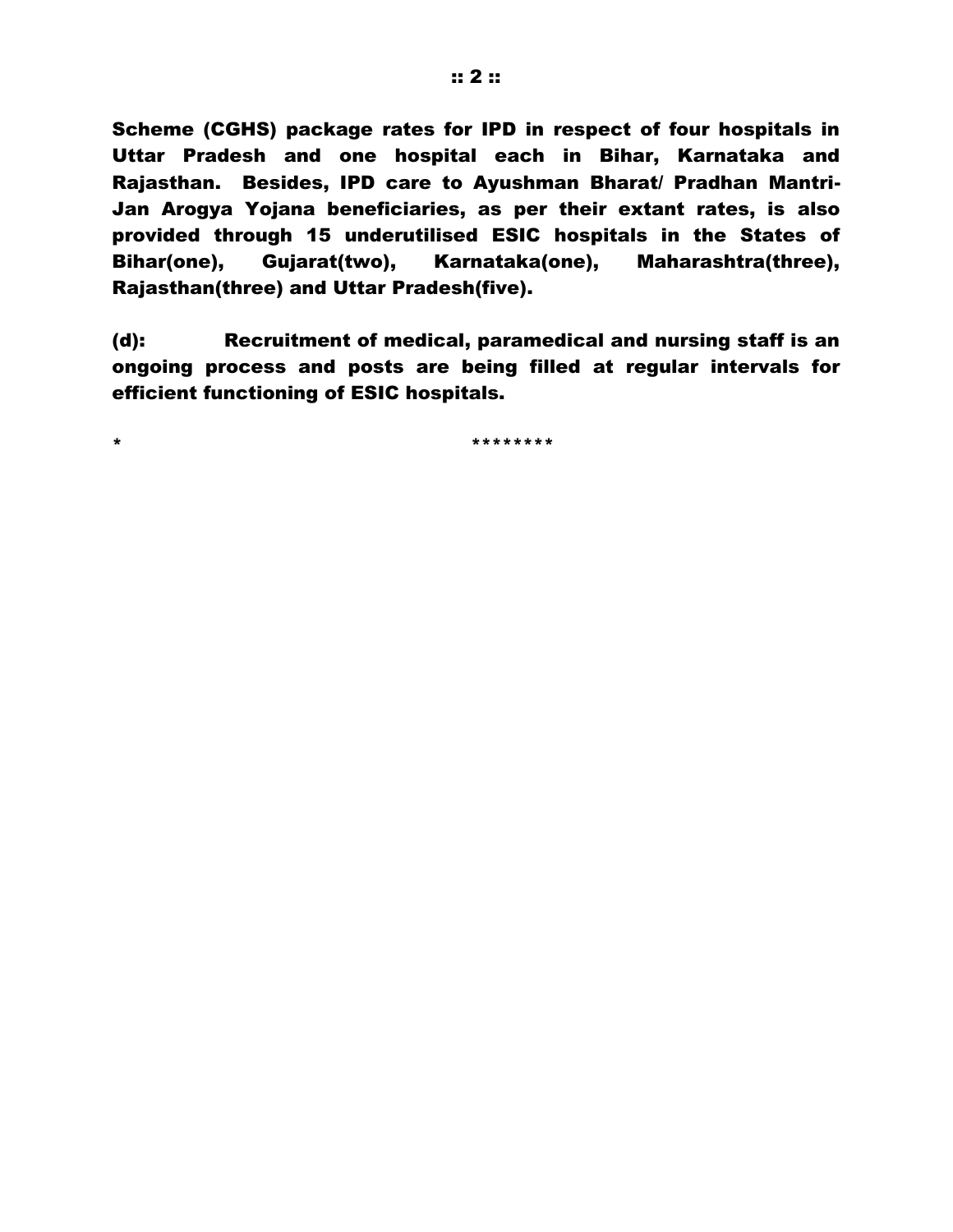**Scheme (CGHS) package rates for IPD in respect of four hospitals in Uttar Pradesh and one hospital each in Bihar, Karnataka and Rajasthan. Besides, IPD care to Ayushman Bharat/ Pradhan Mantri-Jan Arogya Yojana beneficiaries, as per their extant rates, is also provided through 15 underutilised ESIC hospitals in the States of Bihar(one), Gujarat(two), Karnataka(one), Maharashtra(three), Rajasthan(three) and Uttar Pradesh(five).**

**(d): Recruitment of medical, paramedical and nursing staff is an ongoing process and posts are being filled at regular intervals for efficient functioning of ESIC hospitals.**

**\* \*\*\*\*\*\*\*\***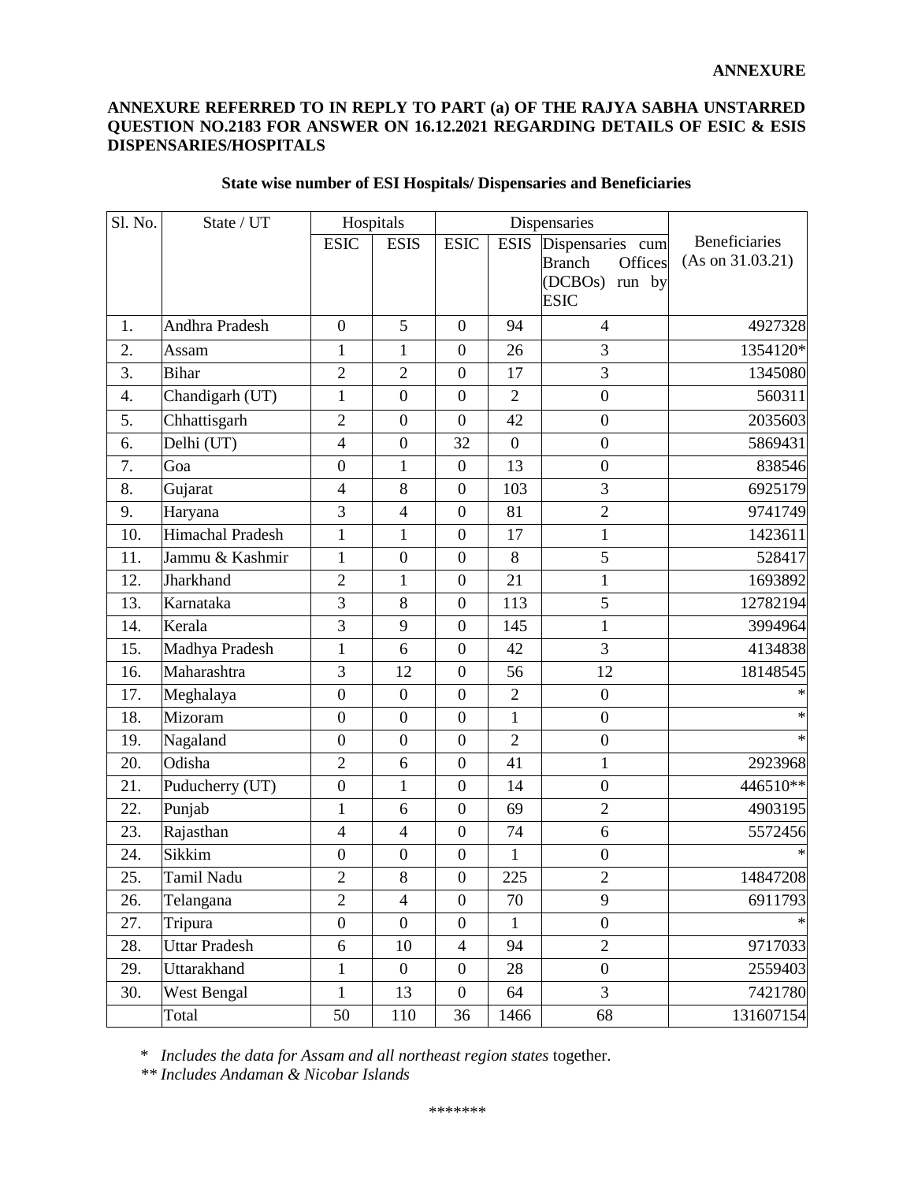**ANNEXURE**

**ANNEXURE REFERRED TO IN REPLY TO PART (a) OF THE RAJYA SABHA UNSTARRED QUESTION NO.2183 FOR ANSWER ON 16.12.2021 REGARDING DETAILS OF ESIC & ESIS DISPENSARIES/HOSPITALS**

**State wise number of ESI Hospitals/ Dispensaries and Beneficiaries**

| Sl. No. | State / UT | Hospitals | | Dispensaries | | | Beneficiaries (As on 31.03.21) |
|---|---|---|---|---|---|---|---|
| | | ESIC | ESIS | ESIC | ESIS | Dispensaries cum Branch Offices (DCBOs) run by ESIC | |
| 1. | Andhra Pradesh | 0 | 5 | 0 | 94 | 4 | 4927328 |
| 2. | Assam | 1 | 1 | 0 | 26 | 3 | 1354120* |
| 3. | Bihar | 2 | 2 | 0 | 17 | 3 | 1345080 |
| 4. | Chandigarh (UT) | 1 | 0 | 0 | 2 | 0 | 560311 |
| 5. | Chhattisgarh | 2 | 0 | 0 | 42 | 0 | 2035603 |
| 6. | Delhi (UT) | 4 | 0 | 32 | 0 | 0 | 5869431 |
| 7. | Goa | 0 | 1 | 0 | 13 | 0 | 838546 |
| 8. | Gujarat | 4 | 8 | 0 | 103 | 3 | 6925179 |
| 9. | Haryana | 3 | 4 | 0 | 81 | 2 | 9741749 |
| 10. | Himachal Pradesh | 1 | 1 | 0 | 17 | 1 | 1423611 |
| 11. | Jammu & Kashmir | 1 | 0 | 0 | 8 | 5 | 528417 |
| 12. | Jharkhand | 2 | 1 | 0 | 21 | 1 | 1693892 |
| 13. | Karnataka | 3 | 8 | 0 | 113 | 5 | 12782194 |
| 14. | Kerala | 3 | 9 | 0 | 145 | 1 | 3994964 |
| 15. | Madhya Pradesh | 1 | 6 | 0 | 42 | 3 | 4134838 |
| 16. | Maharashtra | 3 | 12 | 0 | 56 | 12 | 18148545 |
| 17. | Meghalaya | 0 | 0 | 0 | 2 | 0 | * |
| 18. | Mizoram | 0 | 0 | 0 | 1 | 0 | * |
| 19. | Nagaland | 0 | 0 | 0 | 2 | 0 | * |
| 20. | Odisha | 2 | 6 | 0 | 41 | 1 | 2923968 |
| 21. | Puducherry (UT) | 0 | 1 | 0 | 14 | 0 | 446510** |
| 22. | Punjab | 1 | 6 | 0 | 69 | 2 | 4903195 |
| 23. | Rajasthan | 4 | 4 | 0 | 74 | 6 | 5572456 |
| 24. | Sikkim | 0 | 0 | 0 | 1 | 0 | * |
| 25. | Tamil Nadu | 2 | 8 | 0 | 225 | 2 | 14847208 |
| 26. | Telangana | 2 | 4 | 0 | 70 | 9 | 6911793 |
| 27. | Tripura | 0 | 0 | 0 | 1 | 0 | * |
| 28. | Uttar Pradesh | 6 | 10 | 4 | 94 | 2 | 9717033 |
| 29. | Uttarakhand | 1 | 0 | 0 | 28 | 0 | 2559403 |
| 30. | West Bengal | 1 | 13 | 0 | 64 | 3 | 7421780 |
| | Total | 50 | 110 | 36 | 1466 | 68 | 131607154 |

\* *Includes the data for Assam and all northeast region states* together.

*\*\* Includes Andaman & Nicobar Islands*

\*\*\*\*\*\*\*